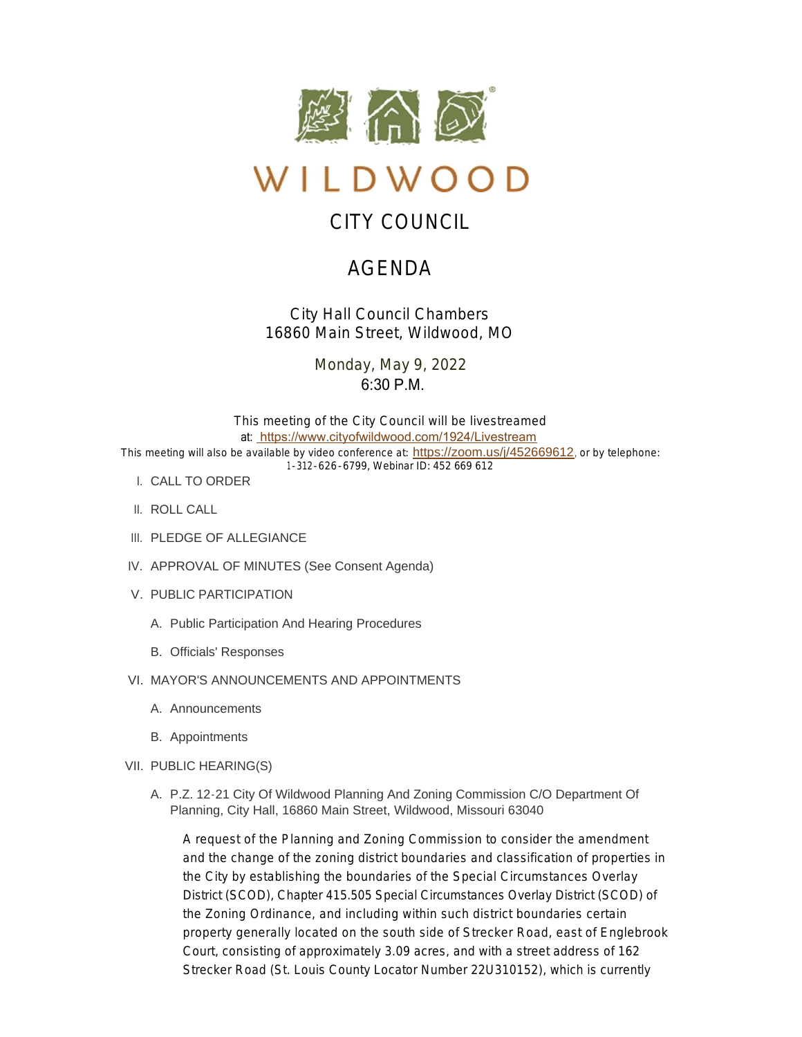# WILDWOOD

## CITY COUNCIL

## AGENDA

City Hall Council Chambers
16860 Main Street, Wildwood, MO

Monday, May 9, 2022
6:30 P.M.

This meeting of the City Council will be livestreamed at: https://www.cityofwildwood.com/1924/Livestream
This meeting will also be available by video conference at: https://zoom.us/j/452669612, or by telephone: 1-312-626-6799, Webinar ID: 452 669 612

I. CALL TO ORDER

II. ROLL CALL

III. PLEDGE OF ALLEGIANCE

IV. APPROVAL OF MINUTES (See Consent Agenda)

V. PUBLIC PARTICIPATION

   A. Public Participation And Hearing Procedures

   B. Officials' Responses

VI. MAYOR'S ANNOUNCEMENTS AND APPOINTMENTS

   A. Announcements

   B. Appointments

VII. PUBLIC HEARING(S)

   A. P.Z. 12-21 City Of Wildwood Planning And Zoning Commission C/O Department Of Planning, City Hall, 16860 Main Street, Wildwood, Missouri 63040

      A request of the Planning and Zoning Commission to consider the amendment and the change of the zoning district boundaries and classification of properties in the City by establishing the boundaries of the Special Circumstances Overlay District (SCOD), Chapter 415.505 Special Circumstances Overlay District (SCOD) of the Zoning Ordinance, and including within such district boundaries certain property generally located on the south side of Strecker Road, east of Englebrook Court, consisting of approximately 3.09 acres, and with a street address of 162 Strecker Road (St. Louis County Locator Number 22U310152), which is currently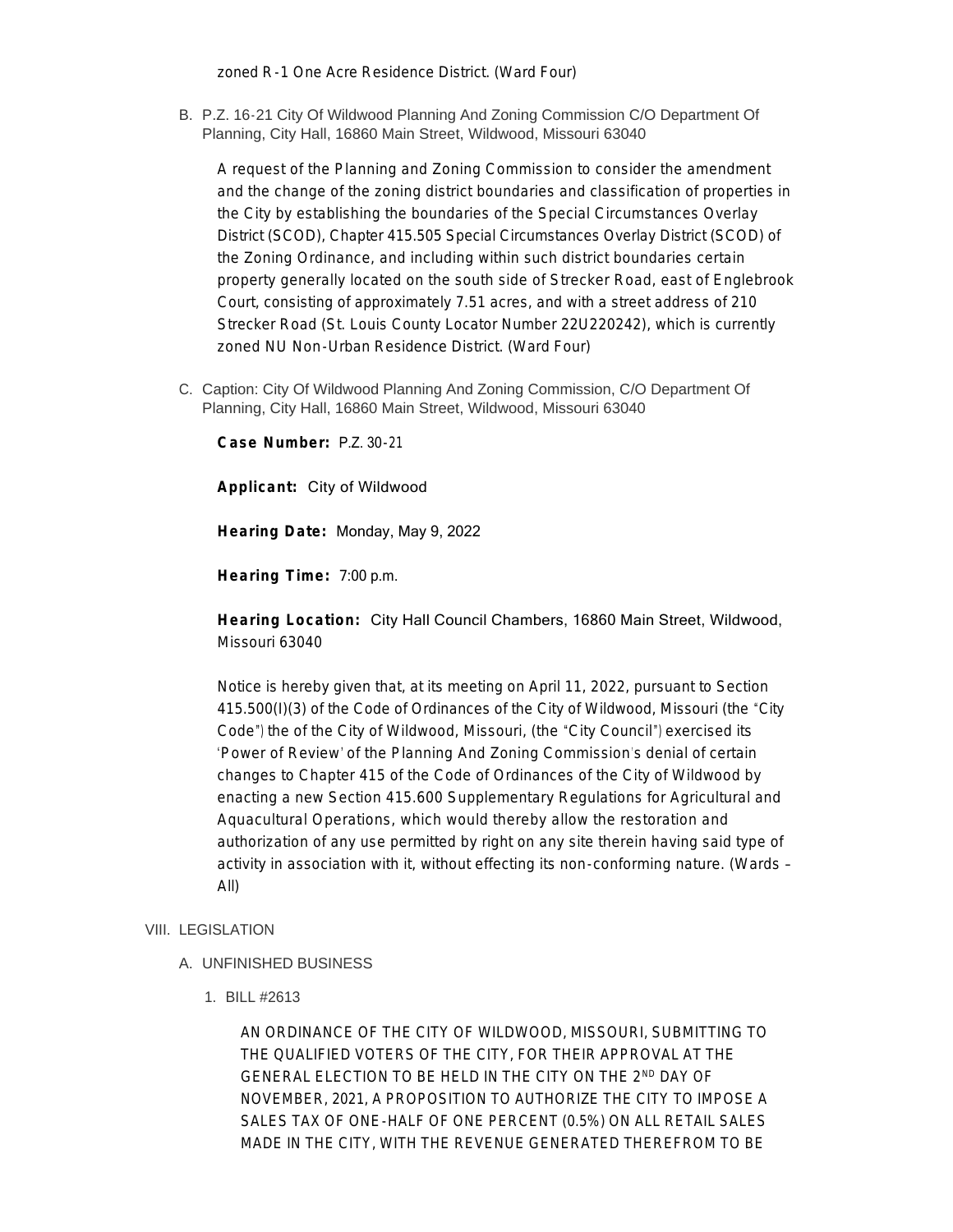zoned R-1 One Acre Residence District. (Ward Four)

B. P.Z. 16-21 City Of Wildwood Planning And Zoning Commission C/O Department Of Planning, City Hall, 16860 Main Street, Wildwood, Missouri 63040

A request of the Planning and Zoning Commission to consider the amendment and the change of the zoning district boundaries and classification of properties in the City by establishing the boundaries of the Special Circumstances Overlay District (SCOD), Chapter 415.505 Special Circumstances Overlay District (SCOD) of the Zoning Ordinance, and including within such district boundaries certain property generally located on the south side of Strecker Road, east of Englebrook Court, consisting of approximately 7.51 acres, and with a street address of 210 Strecker Road (St. Louis County Locator Number 22U220242), which is currently zoned NU Non-Urban Residence District. (Ward Four)

C. Caption: City Of Wildwood Planning And Zoning Commission, C/O Department Of Planning, City Hall, 16860 Main Street, Wildwood, Missouri 63040

**Case Number:** P.Z. 30-21

**Applicant:** City of Wildwood

**Hearing Date:** Monday, May 9, 2022

**Hearing Time:** 7:00 p.m.

**Hearing Location:** City Hall Council Chambers, 16860 Main Street, Wildwood, Missouri 63040

Notice is hereby given that, at its meeting on April 11, 2022, pursuant to Section 415.500(I)(3) of the Code of Ordinances of the City of Wildwood, Missouri (the "City Code") the of the City of Wildwood, Missouri, (the "City Council") exercised its 'Power of Review' of the Planning And Zoning Commission's denial of certain changes to Chapter 415 of the Code of Ordinances of the City of Wildwood by enacting a new Section 415.600 Supplementary Regulations for Agricultural and Aquacultural Operations, which would thereby allow the restoration and authorization of any use permitted by right on any site therein having said type of activity in association with it, without effecting its non-conforming nature. (Wards – All)

VIII. LEGISLATION

A. UNFINISHED BUSINESS

1. BILL #2613

AN ORDINANCE OF THE CITY OF WILDWOOD, MISSOURI, SUBMITTING TO THE QUALIFIED VOTERS OF THE CITY, FOR THEIR APPROVAL AT THE GENERAL ELECTION TO BE HELD IN THE CITY ON THE 2ND DAY OF NOVEMBER, 2021, A PROPOSITION TO AUTHORIZE THE CITY TO IMPOSE A SALES TAX OF ONE-HALF OF ONE PERCENT (0.5%) ON ALL RETAIL SALES MADE IN THE CITY, WITH THE REVENUE GENERATED THEREFROM TO BE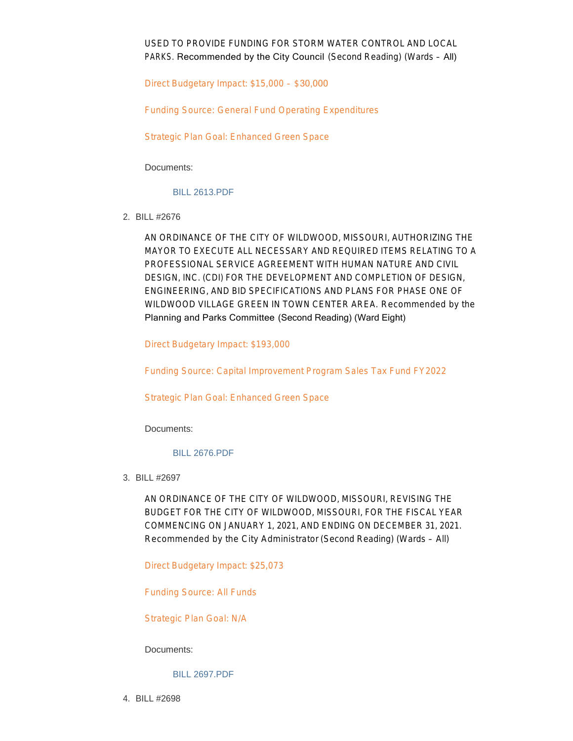USED TO PROVIDE FUNDING FOR STORM WATER CONTROL AND LOCAL PARKS. Recommended by the City Council (Second Reading) (Wards – All)

Direct Budgetary Impact: $15,000 – $30,000

Funding Source: General Fund Operating Expenditures

Strategic Plan Goal: Enhanced Green Space

Documents:

BILL 2613.PDF

2. BILL #2676

AN ORDINANCE OF THE CITY OF WILDWOOD, MISSOURI, AUTHORIZING THE MAYOR TO EXECUTE ALL NECESSARY AND REQUIRED ITEMS RELATING TO A PROFESSIONAL SERVICE AGREEMENT WITH HUMAN NATURE AND CIVIL DESIGN, INC. (CDI) FOR THE DEVELOPMENT AND COMPLETION OF DESIGN, ENGINEERING, AND BID SPECIFICATIONS AND PLANS FOR PHASE ONE OF WILDWOOD VILLAGE GREEN IN TOWN CENTER AREA. Recommended by the Planning and Parks Committee (Second Reading) (Ward Eight)

Direct Budgetary Impact: $193,000

Funding Source: Capital Improvement Program Sales Tax Fund FY2022

Strategic Plan Goal: Enhanced Green Space

Documents:

BILL 2676.PDF

3. BILL #2697

AN ORDINANCE OF THE CITY OF WILDWOOD, MISSOURI, REVISING THE BUDGET FOR THE CITY OF WILDWOOD, MISSOURI, FOR THE FISCAL YEAR COMMENCING ON JANUARY 1, 2021, AND ENDING ON DECEMBER 31, 2021. Recommended by the City Administrator (Second Reading) (Wards – All)

Direct Budgetary Impact: $25,073

Funding Source: All Funds

Strategic Plan Goal: N/A

Documents:

BILL 2697.PDF

4. BILL #2698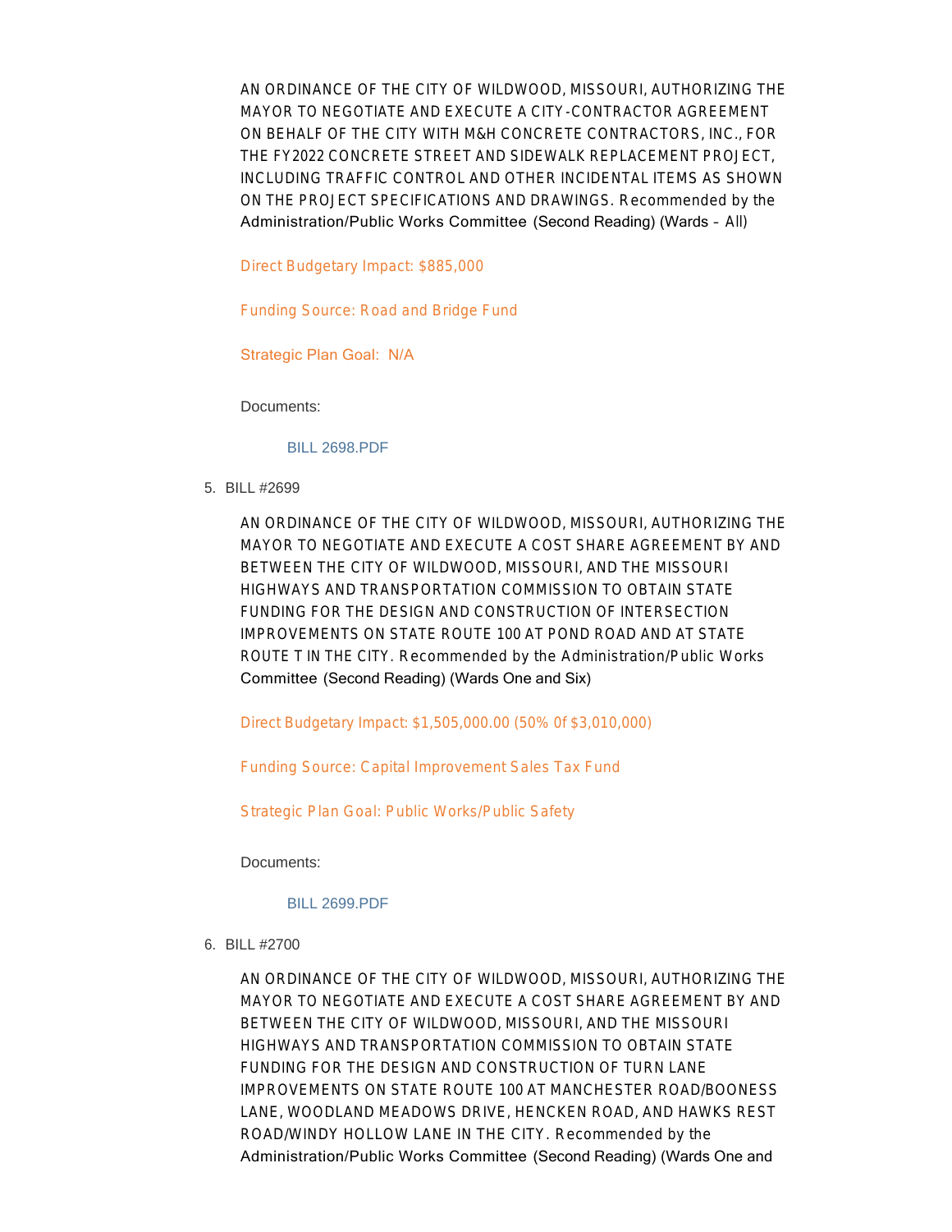AN ORDINANCE OF THE CITY OF WILDWOOD, MISSOURI, AUTHORIZING THE MAYOR TO NEGOTIATE AND EXECUTE A CITY-CONTRACTOR AGREEMENT ON BEHALF OF THE CITY WITH M&H CONCRETE CONTRACTORS, INC., FOR THE FY2022 CONCRETE STREET AND SIDEWALK REPLACEMENT PROJECT, INCLUDING TRAFFIC CONTROL AND OTHER INCIDENTAL ITEMS AS SHOWN ON THE PROJECT SPECIFICATIONS AND DRAWINGS. Recommended by the Administration/Public Works Committee (Second Reading) (Wards – All)

Direct Budgetary Impact: $885,000

Funding Source: Road and Bridge Fund

Strategic Plan Goal: N/A

Documents:

BILL 2698.PDF

5. BILL #2699

AN ORDINANCE OF THE CITY OF WILDWOOD, MISSOURI, AUTHORIZING THE MAYOR TO NEGOTIATE AND EXECUTE A COST SHARE AGREEMENT BY AND BETWEEN THE CITY OF WILDWOOD, MISSOURI, AND THE MISSOURI HIGHWAYS AND TRANSPORTATION COMMISSION TO OBTAIN STATE FUNDING FOR THE DESIGN AND CONSTRUCTION OF INTERSECTION IMPROVEMENTS ON STATE ROUTE 100 AT POND ROAD AND AT STATE ROUTE T IN THE CITY. Recommended by the Administration/Public Works Committee (Second Reading) (Wards One and Six)

Direct Budgetary Impact: $1,505,000.00 (50% Of $3,010,000)

Funding Source: Capital Improvement Sales Tax Fund

Strategic Plan Goal: Public Works/Public Safety

Documents:

BILL 2699.PDF

6. BILL #2700

AN ORDINANCE OF THE CITY OF WILDWOOD, MISSOURI, AUTHORIZING THE MAYOR TO NEGOTIATE AND EXECUTE A COST SHARE AGREEMENT BY AND BETWEEN THE CITY OF WILDWOOD, MISSOURI, AND THE MISSOURI HIGHWAYS AND TRANSPORTATION COMMISSION TO OBTAIN STATE FUNDING FOR THE DESIGN AND CONSTRUCTION OF TURN LANE IMPROVEMENTS ON STATE ROUTE 100 AT MANCHESTER ROAD/BOONESS LANE, WOODLAND MEADOWS DRIVE, HENCKEN ROAD, AND HAWKS REST ROAD/WINDY HOLLOW LANE IN THE CITY. Recommended by the Administration/Public Works Committee (Second Reading) (Wards One and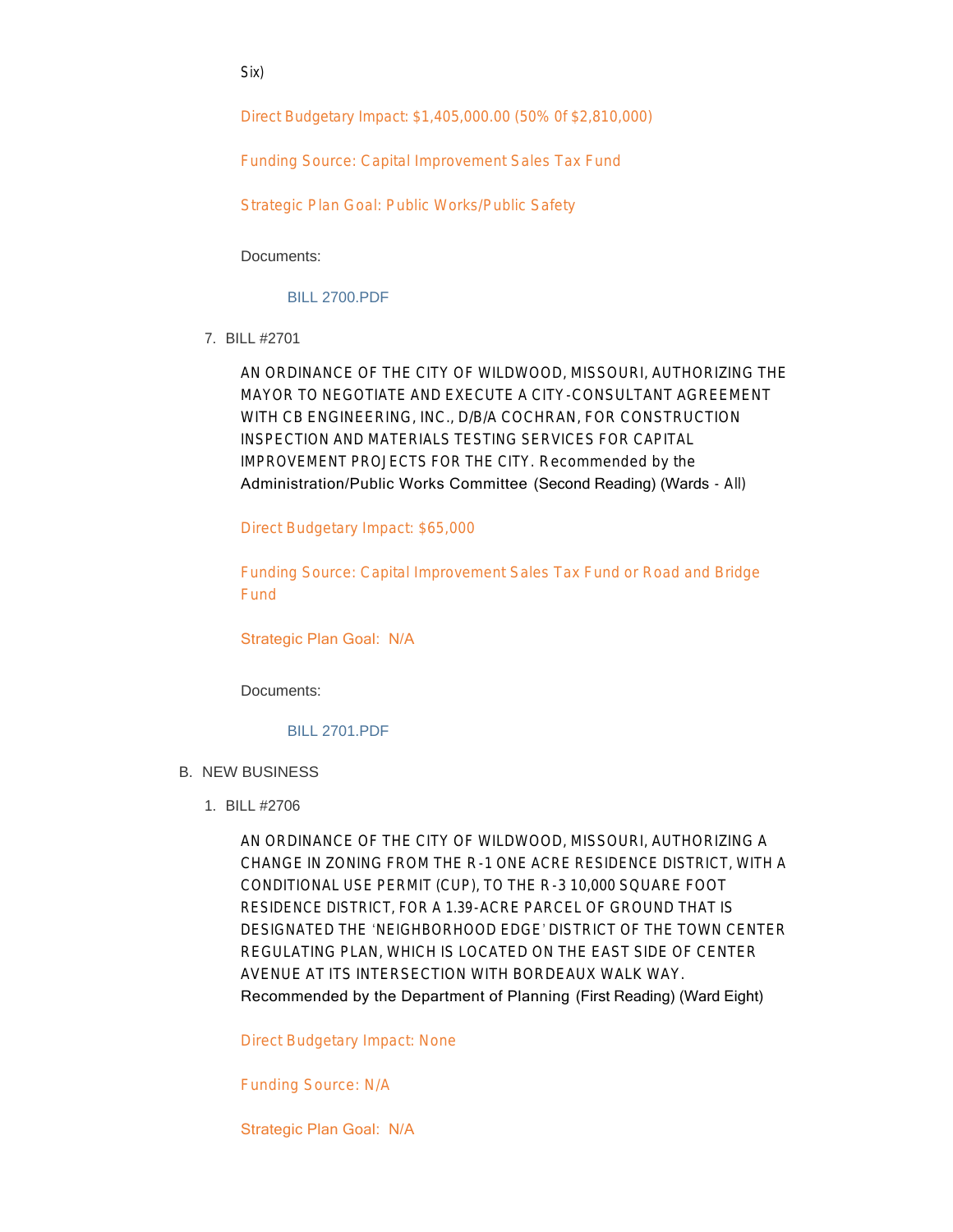Six)

Direct Budgetary Impact: $1,405,000.00 (50% Of $2,810,000)

Funding Source: Capital Improvement Sales Tax Fund

Strategic Plan Goal: Public Works/Public Safety

Documents:

BILL 2700.PDF

7. BILL #2701

AN ORDINANCE OF THE CITY OF WILDWOOD, MISSOURI, AUTHORIZING THE MAYOR TO NEGOTIATE AND EXECUTE A CITY-CONSULTANT AGREEMENT WITH CB ENGINEERING, INC., D/B/A COCHRAN, FOR CONSTRUCTION INSPECTION AND MATERIALS TESTING SERVICES FOR CAPITAL IMPROVEMENT PROJECTS FOR THE CITY. Recommended by the Administration/Public Works Committee (Second Reading) (Wards - All)

Direct Budgetary Impact: $65,000

Funding Source: Capital Improvement Sales Tax Fund or Road and Bridge Fund

Strategic Plan Goal: N/A

Documents:

BILL 2701.PDF

B. NEW BUSINESS

1. BILL #2706

AN ORDINANCE OF THE CITY OF WILDWOOD, MISSOURI, AUTHORIZING A CHANGE IN ZONING FROM THE R-1 ONE ACRE RESIDENCE DISTRICT, WITH A CONDITIONAL USE PERMIT (CUP), TO THE R-3 10,000 SQUARE FOOT RESIDENCE DISTRICT, FOR A 1.39-ACRE PARCEL OF GROUND THAT IS DESIGNATED THE 'NEIGHBORHOOD EDGE' DISTRICT OF THE TOWN CENTER REGULATING PLAN, WHICH IS LOCATED ON THE EAST SIDE OF CENTER AVENUE AT ITS INTERSECTION WITH BORDEAUX WALK WAY. Recommended by the Department of Planning (First Reading) (Ward Eight)

Direct Budgetary Impact: None

Funding Source: N/A

Strategic Plan Goal: N/A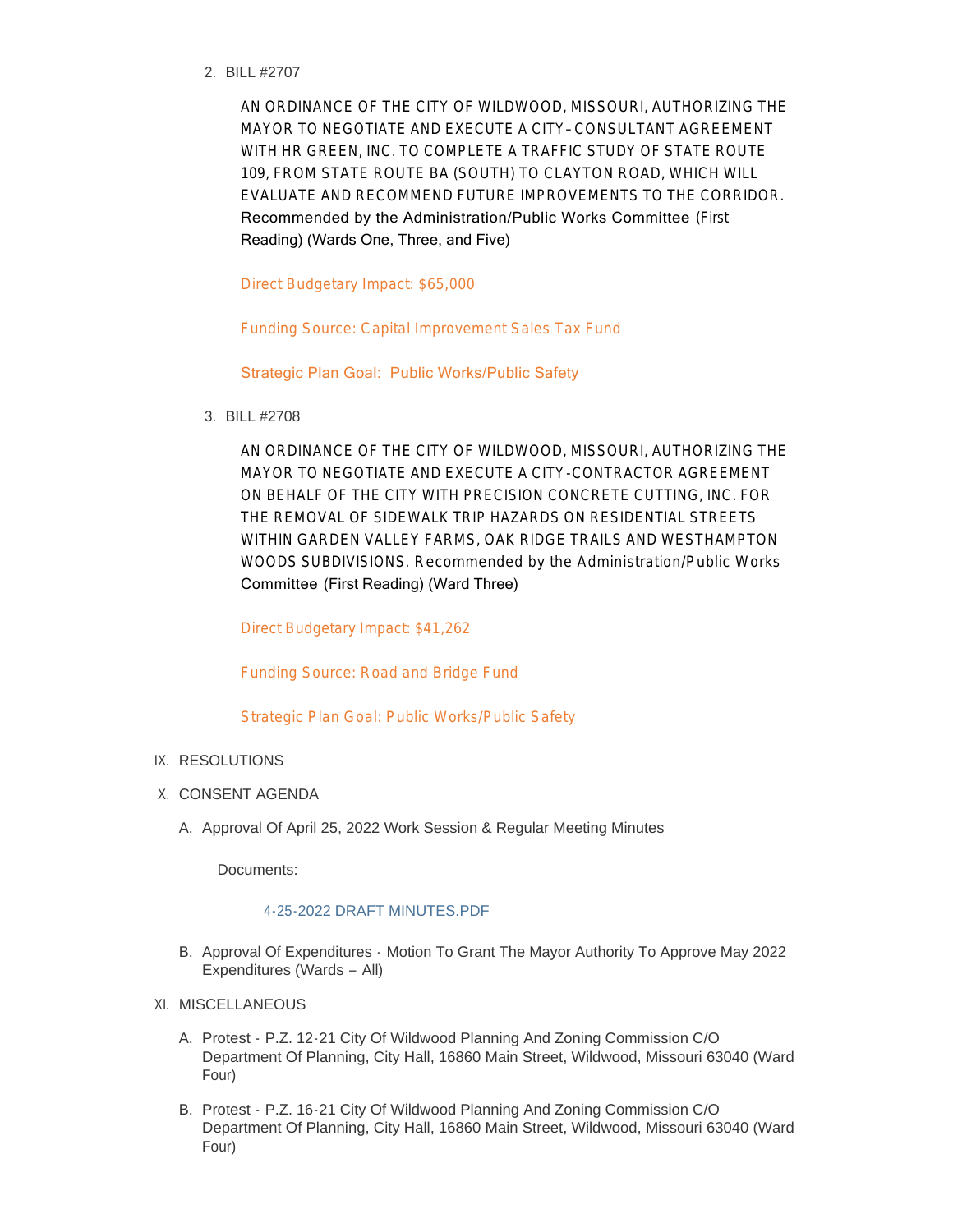2. BILL #2707

   AN ORDINANCE OF THE CITY OF WILDWOOD, MISSOURI, AUTHORIZING THE MAYOR TO NEGOTIATE AND EXECUTE A CITY–CONSULTANT AGREEMENT WITH HR GREEN, INC. TO COMPLETE A TRAFFIC STUDY OF STATE ROUTE 109, FROM STATE ROUTE BA (SOUTH) TO CLAYTON ROAD, WHICH WILL EVALUATE AND RECOMMEND FUTURE IMPROVEMENTS TO THE CORRIDOR. Recommended by the Administration/Public Works Committee (First Reading) (Wards One, Three, and Five)

   Direct Budgetary Impact: $65,000

   Funding Source: Capital Improvement Sales Tax Fund

   Strategic Plan Goal: Public Works/Public Safety

3. BILL #2708

   AN ORDINANCE OF THE CITY OF WILDWOOD, MISSOURI, AUTHORIZING THE MAYOR TO NEGOTIATE AND EXECUTE A CITY-CONTRACTOR AGREEMENT ON BEHALF OF THE CITY WITH PRECISION CONCRETE CUTTING, INC. FOR THE REMOVAL OF SIDEWALK TRIP HAZARDS ON RESIDENTIAL STREETS WITHIN GARDEN VALLEY FARMS, OAK RIDGE TRAILS AND WESTHAMPTON WOODS SUBDIVISIONS. Recommended by the Administration/Public Works Committee (First Reading) (Ward Three)

   Direct Budgetary Impact: $41,262

   Funding Source: Road and Bridge Fund

   Strategic Plan Goal: Public Works/Public Safety

IX. RESOLUTIONS

X. CONSENT AGENDA

   A. Approval Of April 25, 2022 Work Session & Regular Meeting Minutes

      Documents:

      4-25-2022 DRAFT MINUTES.PDF

   B. Approval Of Expenditures - Motion To Grant The Mayor Authority To Approve May 2022 Expenditures (Wards – All)

XI. MISCELLANEOUS

   A. Protest - P.Z. 12-21 City Of Wildwood Planning And Zoning Commission C/O Department Of Planning, City Hall, 16860 Main Street, Wildwood, Missouri 63040 (Ward Four)

   B. Protest - P.Z. 16-21 City Of Wildwood Planning And Zoning Commission C/O Department Of Planning, City Hall, 16860 Main Street, Wildwood, Missouri 63040 (Ward Four)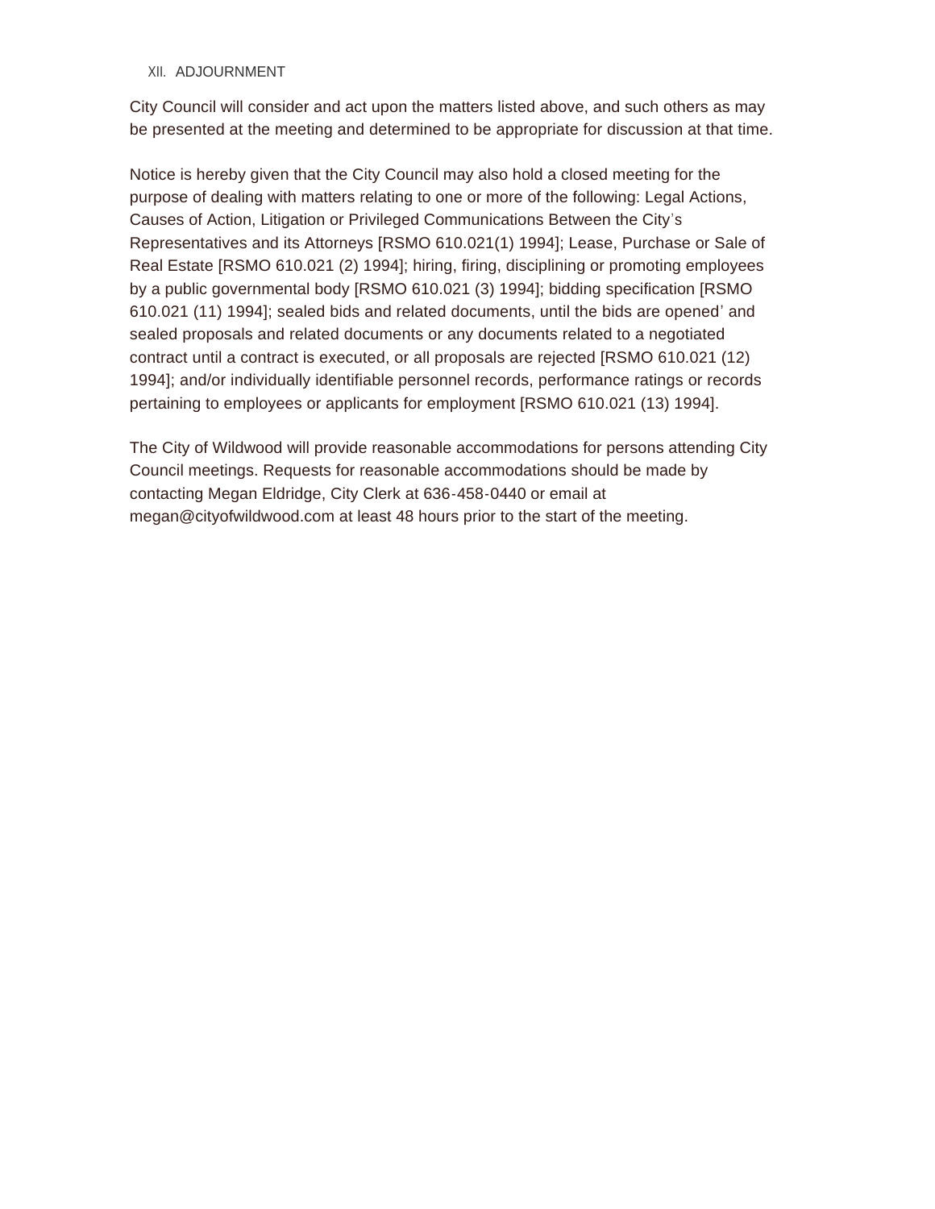XII. ADJOURNMENT

City Council will consider and act upon the matters listed above, and such others as may be presented at the meeting and determined to be appropriate for discussion at that time.

Notice is hereby given that the City Council may also hold a closed meeting for the purpose of dealing with matters relating to one or more of the following: Legal Actions, Causes of Action, Litigation or Privileged Communications Between the City's Representatives and its Attorneys [RSMO 610.021(1) 1994]; Lease, Purchase or Sale of Real Estate [RSMO 610.021 (2) 1994]; hiring, firing, disciplining or promoting employees by a public governmental body [RSMO 610.021 (3) 1994]; bidding specification [RSMO 610.021 (11) 1994]; sealed bids and related documents, until the bids are opened' and sealed proposals and related documents or any documents related to a negotiated contract until a contract is executed, or all proposals are rejected [RSMO 610.021 (12) 1994]; and/or individually identifiable personnel records, performance ratings or records pertaining to employees or applicants for employment [RSMO 610.021 (13) 1994].

The City of Wildwood will provide reasonable accommodations for persons attending City Council meetings. Requests for reasonable accommodations should be made by contacting Megan Eldridge, City Clerk at 636-458-0440 or email at megan@cityofwildwood.com at least 48 hours prior to the start of the meeting.